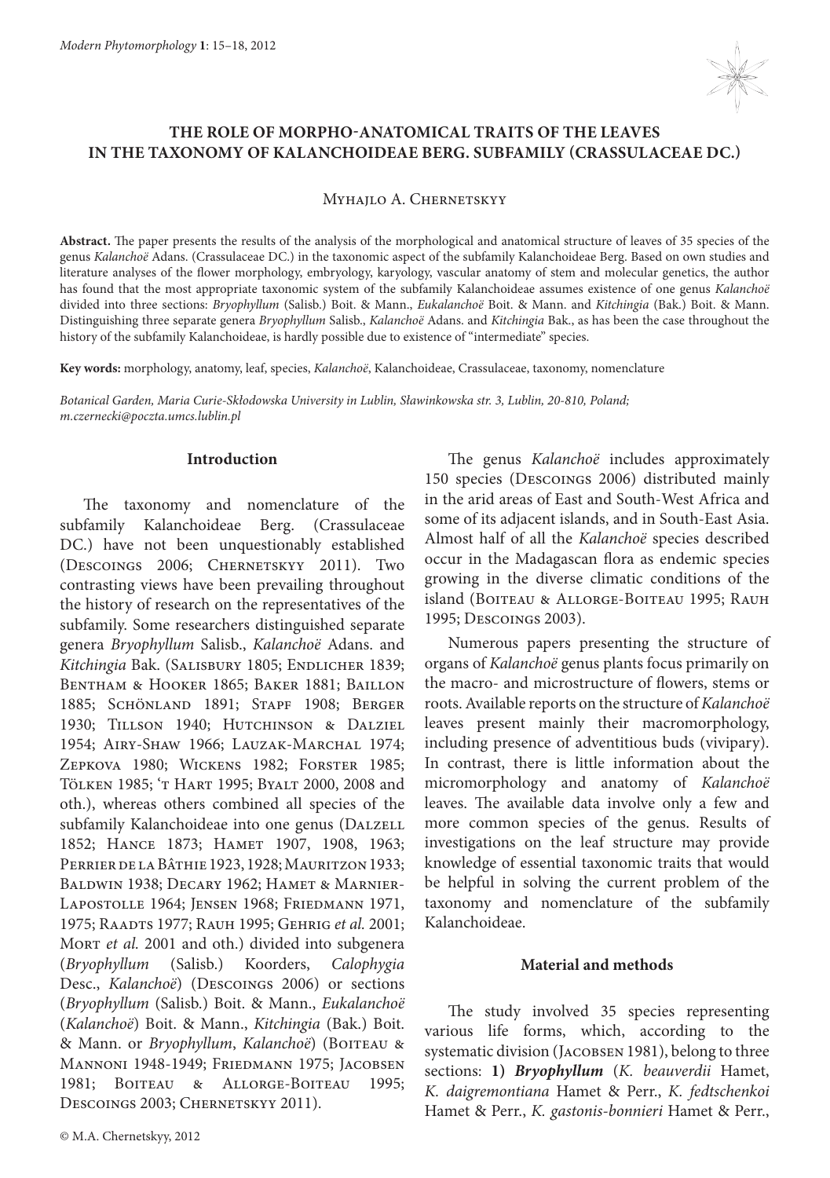# THE ROLE OF MORPHO-ANATOMICAL TRAITS OF THE LEAVES IN THE TAXONOMY OF KALANCHOIDEAE BERG. SUBFAMILY (CRASSULACEAE DC.)

Myhajlo A. Chernetskyy

**Abstract.** The paper presents the results of the analysis of the morphological and anatomical structure of leaves of 35 species of the genus *Kalanchoë* Adans. (Crassulaceae DC.) in the taxonomic aspect of the subfamily Kalanchoideae Berg. Based on own studies and literature analyses of the flower morphology, embryology, karyology, vascular anatomy of stem and molecular genetics, the author has found that the most appropriate taxonomic system of the subfamily Kalanchoideae assumes existence of one genus *Kalanchoë* divided into three sections: *Bryophyllum* (Salisb.) Boit. & Mann., *Eukalanchoë* Boit. & Mann. and *Kitchingia* (Bak.) Boit. & Mann. Distinguishing three separate genera *Bryophyllum* Salisb., *Kalanchoë* Adans. and *Kitchingia* Bak., as has been the case throughout the history of the subfamily Kalanchoideae, is hardly possible due to existence of "intermediate" species.

**Key words:** morphology, anatomy, leaf, species, *Kalanchoë*, Kalanchoideae, Crassulaceae, taxonomy, nomenclature

*Botanical Garden, Maria Curie-Skłodowska University in Lublin, Sławinkowska str. 3, Lublin, 20-810, Poland; m.czernecki@poczta.umcs.lublin.pl*

## Introduction

The taxonomy and nomenclature of the subfamily Kalanchoideae Berg. (Crassulaceae DC.) have not been unquestionably established (Descoings 2006; Chernetskyy 2011). Two contrasting views have been prevailing throughout the history of research on the representatives of the subfamily. Some researchers distinguished separate genera *Bryophyllum* Salisb., *Kalanchoë* Adans. and *Kitchingia* Bak. (Salisbury 1805; Endlicher 1839; Bentham & Hooker 1865; Baker 1881; Baillon 1885; Schönland 1891; Stapf 1908; Berger 1930; Tillson 1940; Hutchinson & Dalziel 1954; Airy-Shaw 1966; Lauzak-Marchal 1974; Zepkova 1980; Wickens 1982; Forster 1985; Tölken 1985; 't Hart 1995; Byalt 2000, 2008 and oth.), whereas others combined all species of the subfamily Kalanchoideae into one genus (Dalzell 1852; Hance 1873; Hamet 1907, 1908, 1963; Perrier de la Bâthie 1923, 1928; Mauritzon 1933; Baldwin 1938; Decary 1962; Hamet & Marnier-Lapostolle 1964; Jensen 1968; Friedmann 1971, 1975; Raadts 1977; Rauh 1995; Gehrig *et al.* 2001; Mort *et al.* 2001 and oth.) divided into subgenera (*Bryophyllum* (Salisb.) Koorders, *Calophygia* Desc., *Kalanchoë*) (Descoings 2006) or sections (*Bryophyllum* (Salisb.) Boit. & Mann., *Eukalanchoë* (*Kalanchoë*) Boit. & Mann., *Kitchingia* (Bak.) Boit. & Mann. or *Bryophyllum*, *Kalanchoë*) (Boiteau & Mannoni 1948-1949; Friedmann 1975; Jacobsen 1981; Boiteau & Allorge-Boiteau 1995; Descoings 2003; Chernetskyy 2011).

The genus *Kalanchoë* includes approximately 150 species (Descoings 2006) distributed mainly in the arid areas of East and South-West Africa and some of its adjacent islands, and in South-East Asia. Almost half of all the *Kalanchoë* species described occur in the Madagascan flora as endemic species growing in the diverse climatic conditions of the island (Boiteau & Allorge-Boiteau 1995; Rauh 1995; Descoings 2003).

Numerous papers presenting the structure of organs of *Kalanchoë* genus plants focus primarily on the macro- and microstructure of flowers, stems or roots. Available reports on the structure of *Kalanchoë* leaves present mainly their macromorphology, including presence of adventitious buds (vivipary). In contrast, there is little information about the micromorphology and anatomy of *Kalanchoë* leaves. The available data involve only a few and more common species of the genus. Results of investigations on the leaf structure may provide knowledge of essential taxonomic traits that would be helpful in solving the current problem of the taxonomy and nomenclature of the subfamily Kalanchoideae.

## Material and methods

The study involved 35 species representing various life forms, which, according to the systematic division (Jacobsen 1981), belong to three sections: **1)** ***Bryophyllum*** (*K. beauverdii* Hamet, *K. daigremontiana* Hamet & Perr., *K. fedtschenkoi* Hamet & Perr., *K. gastonis-bonnieri* Hamet & Perr.,

© M.A. Chernetskyy, 2012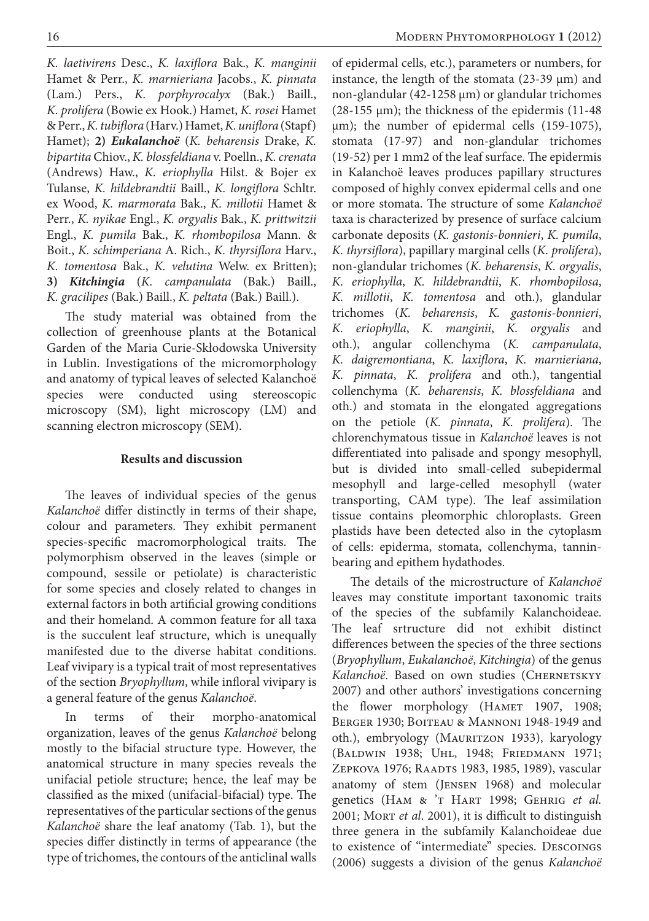*K. laetivirens* Desc., *K. laxiflora* Bak., *K. manginii* Hamet & Perr., *K. marnieriana* Jacobs., *K. pinnata* (Lam.) Pers., *K. porphyrocalyx* (Bak.) Baill., *K. prolifera* (Bowie ex Hook.) Hamet, *K. rosei* Hamet & Perr., *K. tubiflora* (Harv.) Hamet, *K. uniflora* (Stapf) Hamet); **2)** ***Eukalanchoë*** (*K. beharensis* Drake, *K. bipartita* Chiov., *K. blossfeldiana* v. Poelln., *K. crenata* (Andrews) Haw., *K. eriophylla* Hilst. & Bojer ex Tulanse, *K. hildebrandtii* Baill., *K. longiflora* Schltr. ex Wood, *K. marmorata* Bak., *K. millotii* Hamet & Perr., *K. nyikae* Engl., *K. orgyalis* Bak., *K. prittwitzii* Engl., *K. pumila* Bak., *K. rhombopilosa* Mann. & Boit., *K. schimperiana* A. Rich., *K. thyrsiflora* Harv., *K. tomentosa* Bak., *K. velutina* Welw. ex Britten); **3)** ***Kitchingia*** (*K. campanulata* (Bak.) Baill., *K. gracilipes* (Bak.) Baill., *K. peltata* (Bak.) Baill.).

The study material was obtained from the collection of greenhouse plants at the Botanical Garden of the Maria Curie-Skłodowska University in Lublin. Investigations of the micromorphology and anatomy of typical leaves of selected Kalanchoë species were conducted using stereoscopic microscopy (SM), light microscopy (LM) and scanning electron microscopy (SEM).

## Results and discussion

The leaves of individual species of the genus *Kalanchoë* differ distinctly in terms of their shape, colour and parameters. They exhibit permanent species-specific macromorphological traits. The polymorphism observed in the leaves (simple or compound, sessile or petiolate) is characteristic for some species and closely related to changes in external factors in both artificial growing conditions and their homeland. A common feature for all taxa is the succulent leaf structure, which is unequally manifested due to the diverse habitat conditions. Leaf vivipary is a typical trait of most representatives of the section *Bryophyllum*, while infloral vivipary is a general feature of the genus *Kalanchoë*.

In terms of their morpho-anatomical organization, leaves of the genus *Kalanchoë* belong mostly to the bifacial structure type. However, the anatomical structure in many species reveals the unifacial petiole structure; hence, the leaf may be classified as the mixed (unifacial-bifacial) type. The representatives of the particular sections of the genus *Kalanchoë* share the leaf anatomy (Tab. 1), but the species differ distinctly in terms of appearance (the type of trichomes, the contours of the anticlinal walls of epidermal cells, etc.), parameters or numbers, for instance, the length of the stomata (23-39 μm) and non-glandular (42-1258 μm) or glandular trichomes (28-155 μm); the thickness of the epidermis (11-48 μm); the number of epidermal cells (159-1075), stomata (17-97) and non-glandular trichomes (19-52) per 1 mm2 of the leaf surface. The epidermis in Kalanchoë leaves produces papillary structures composed of highly convex epidermal cells and one or more stomata. The structure of some *Kalanchoë* taxa is characterized by presence of surface calcium carbonate deposits (*K. gastonis-bonnieri*, *K. pumila*, *K. thyrsiflora*), papillary marginal cells (*K. prolifera*), non-glandular trichomes (*K. beharensis*, *K. orgyalis*, *K. eriophylla*, *K. hildebrandtii*, *K. rhombopilosa*, *K. millotii*, *K. tomentosa* and oth.), glandular trichomes (*K. beharensis*, *K. gastonis-bonnieri*, *K. eriophylla*, *K. manginii*, *K. orgyalis* and oth.), angular collenchyma (*K. campanulata*, *K. daigremontiana*, *K. laxiflora*, *K. marnieriana*, *K. pinnata*, *K. prolifera* and oth.), tangential collenchyma (*K. beharensis*, *K. blossfeldiana* and oth.) and stomata in the elongated aggregations on the petiole (*K. pinnata*, *K. prolifera*). The chlorenchymatous tissue in *Kalanchoë* leaves is not differentiated into palisade and spongy mesophyll, but is divided into small-celled subepidermal mesophyll and large-celled mesophyll (water transporting, CAM type). The leaf assimilation tissue contains pleomorphic chloroplasts. Green plastids have been detected also in the cytoplasm of cells: epiderma, stomata, collenchyma, tannin-bearing and epithem hydathodes.

The details of the microstructure of *Kalanchoë* leaves may constitute important taxonomic traits of the species of the subfamily Kalanchoideae. The leaf srtructure did not exhibit distinct differences between the species of the three sections (*Bryophyllum*, *Eukalanchoë*, *Kitchingia*) of the genus *Kalanchoë*. Based on own studies (Chernetskyy 2007) and other authors' investigations concerning the flower morphology (Hamet 1907, 1908; Berger 1930; Boiteau & Mannoni 1948-1949 and oth.), embryology (Mauritzon 1933), karyology (Baldwin 1938; Uhl, 1948; Friedmann 1971; Zepkova 1976; Raadts 1983, 1985, 1989), vascular anatomy of stem (Jensen 1968) and molecular genetics (Ham & 't Hart 1998; Gehrig *et al.* 2001; Mort *et al.* 2001), it is difficult to distinguish three genera in the subfamily Kalanchoideae due to existence of "intermediate" species. Descoings (2006) suggests a division of the genus *Kalanchoë*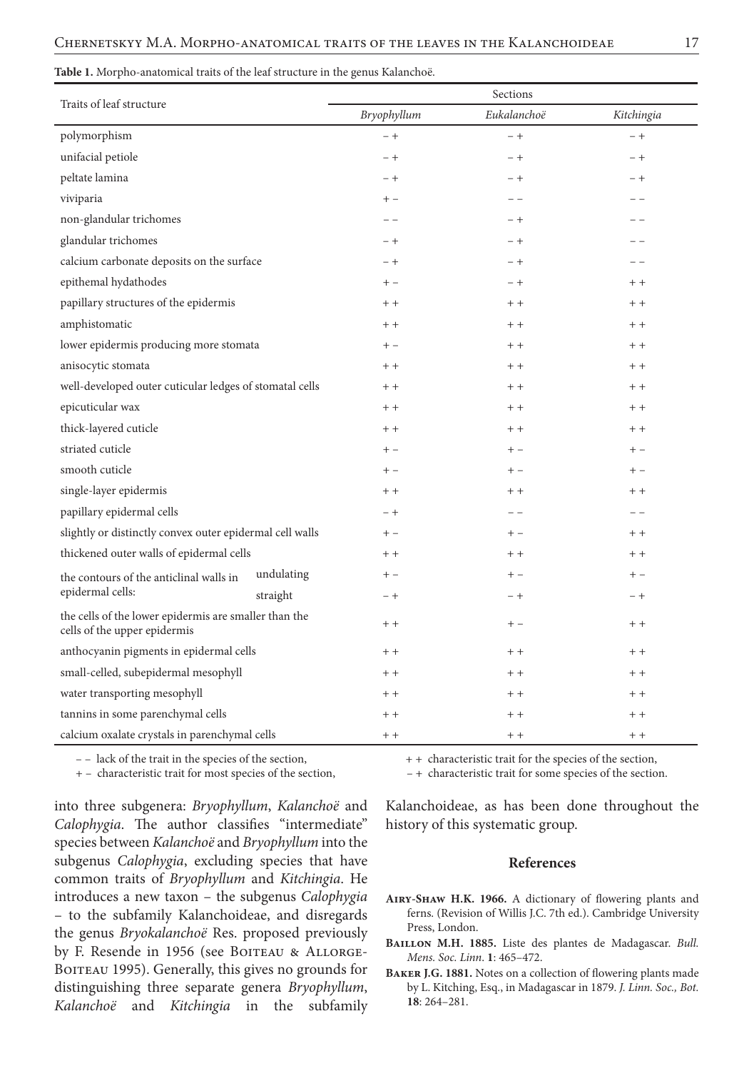**Table 1.** Morpho-anatomical traits of the leaf structure in the genus Kalanchoë.

| Traits of leaf structure | | Sections | | |
|---|---|---|---|---|
| | | *Bryophyllum* | *Eukalanchoë* | *Kitchingia* |
| polymorphism | | – + | – + | – + |
| unifacial petiole | | – + | – + | – + |
| peltate lamina | | – + | – + | – + |
| viviparia | | + – | – – | – – |
| non-glandular trichomes | | – – | – + | – – |
| glandular trichomes | | – + | – + | – – |
| calcium carbonate deposits on the surface | | – + | – + | – – |
| epithemal hydathodes | | + – | – + | + + |
| papillary structures of the epidermis | | + + | + + | + + |
| amphistomatic | | + + | + + | + + |
| lower epidermis producing more stomata | | + – | + + | + + |
| anisocytic stomata | | + + | + + | + + |
| well-developed outer cuticular ledges of stomatal cells | | + + | + + | + + |
| epicuticular wax | | + + | + + | + + |
| thick-layered cuticle | | + + | + + | + + |
| striated cuticle | | + – | + – | + – |
| smooth cuticle | | + – | + – | + – |
| single-layer epidermis | | + + | + + | + + |
| papillary epidermal cells | | – + | – – | – – |
| slightly or distinctly convex outer epidermal cell walls | | + – | + – | + + |
| thickened outer walls of epidermal cells | | + + | + + | + + |
| the contours of the anticlinal walls in epidermal cells: | undulating | + – | + – | + – |
| | straight | – + | – + | – + |
| the cells of the lower epidermis are smaller than the cells of the upper epidermis | | + + | + – | + + |
| anthocyanin pigments in epidermal cells | | + + | + + | + + |
| small-celled, subepidermal mesophyll | | + + | + + | + + |
| water transporting mesophyll | | + + | + + | + + |
| tannins in some parenchymal cells | | + + | + + | + + |
| calcium oxalate crystals in parenchymal cells | | + + | + + | + + |

– – lack of the trait in the species of the section,
+ – characteristic trait for most species of the section,
+ + characteristic trait for the species of the section,
– + characteristic trait for some species of the section.

into three subgenera: *Bryophyllum*, *Kalanchoë* and *Calophygia*. The author classifies "intermediate" species between *Kalanchoë* and *Bryophyllum* into the subgenus *Calophygia*, excluding species that have common traits of *Bryophyllum* and *Kitchingia*. He introduces a new taxon – the subgenus *Calophygia* – to the subfamily Kalanchoideae, and disregards the genus *Bryokalanchoë* Res. proposed previously by F. Resende in 1956 (see Boiteau & Allorge-Boiteau 1995). Generally, this gives no grounds for distinguishing three separate genera *Bryophyllum*, *Kalanchoë* and *Kitchingia* in the subfamily Kalanchoideae, as has been done throughout the history of this systematic group.

## References

**Airy-Shaw H.K. 1966.** A dictionary of flowering plants and ferns. (Revision of Willis J.C. 7th ed.). Cambridge University Press, London.

**Baillon M.H. 1885.** Liste des plantes de Madagascar. *Bull. Mens. Soc. Linn.* **1**: 465–472.

**Baker J.G. 1881.** Notes on a collection of flowering plants made by L. Kitching, Esq., in Madagascar in 1879. *J. Linn. Soc., Bot.* **18**: 264–281.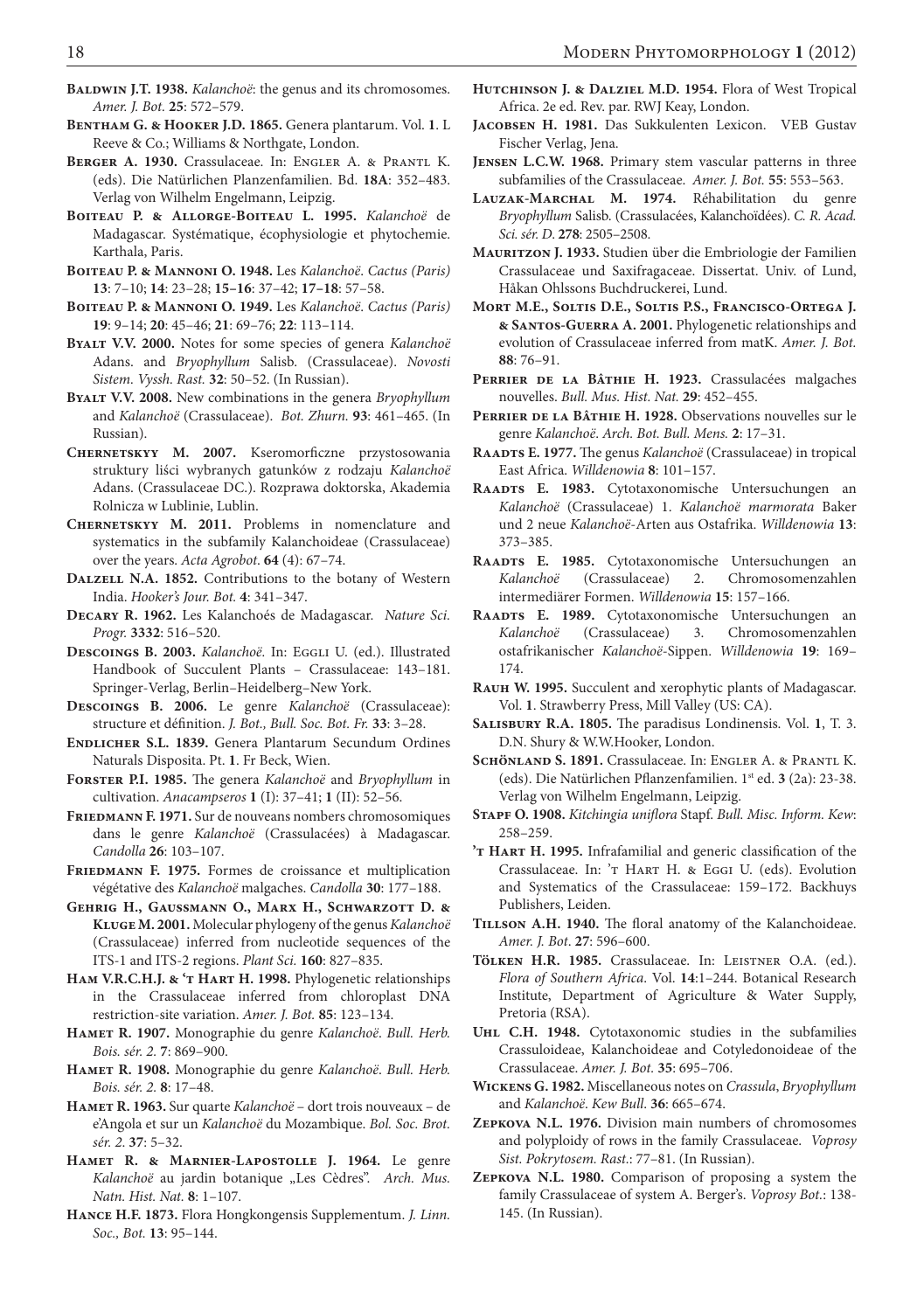**Baldwin J.T. 1938.** *Kalanchoë*: the genus and its chromosomes. *Amer. J. Bot.* **25**: 572–579.

**Bentham G. & Hooker J.D. 1865.** Genera plantarum. Vol. **1**. L Reeve & Co.; Williams & Northgate, London.

**Berger A. 1930.** Crassulaceae. In: Engler A. & Prantl K. (eds). Die Natürlichen Planzenfamilien. Bd. **18A**: 352–483. Verlag von Wilhelm Engelmann, Leipzig.

**Boiteau P. & Allorge-Boiteau L. 1995.** *Kalanchoë* de Madagascar. Systématique, écophysiologie et phytochemie. Karthala, Paris.

**Boiteau P. & Mannoni O. 1948.** Les *Kalanchoë*. *Cactus (Paris)* **13**: 7–10; **14**: 23–28; **15–16**: 37–42; **17–18**: 57–58.

**Boiteau P. & Mannoni O. 1949.** Les *Kalanchoë*. *Cactus (Paris)* **19**: 9–14; **20**: 45–46; **21**: 69–76; **22**: 113–114.

**Byalt V.V. 2000.** Notes for some species of genera *Kalanchoë* Adans. and *Bryophyllum* Salisb. (Crassulaceae). *Novosti Sistem. Vyssh. Rast.* **32**: 50–52. (In Russian).

**Byalt V.V. 2008.** New combinations in the genera *Bryophyllum* and *Kalanchoë* (Crassulaceae). *Bot. Zhurn.* **93**: 461–465. (In Russian).

**Chernetskyy M. 2007.** Kseromorficzne przystosowania struktury liści wybranych gatunków z rodzaju *Kalanchoë* Adans. (Crassulaceae DC.). Rozprawa doktorska, Akademia Rolnicza w Lublinie, Lublin.

**Chernetskyy M. 2011.** Problems in nomenclature and systematics in the subfamily Kalanchoideae (Crassulaceae) over the years. *Acta Agrobot.* **64** (4): 67–74.

**Dalzell N.A. 1852.** Contributions to the botany of Western India. *Hooker's Jour. Bot.* **4**: 341–347.

**Decary R. 1962.** Les Kalanchoés de Madagascar. *Nature Sci. Progr.* **3332**: 516–520.

**Descoings B. 2003.** *Kalanchoë*. In: Eggli U. (ed.). Illustrated Handbook of Succulent Plants – Crassulaceae: 143–181. Springer-Verlag, Berlin–Heidelberg–New York.

**Descoings B. 2006.** Le genre *Kalanchoë* (Crassulaceae): structure et définition. *J. Bot., Bull. Soc. Bot. Fr.* **33**: 3–28.

**Endlicher S.L. 1839.** Genera Plantarum Secundum Ordines Naturals Disposita. Pt. **1**. Fr Beck, Wien.

**Forster P.I. 1985.** The genera *Kalanchoë* and *Bryophyllum* in cultivation. *Anacampseros* **1** (I): 37–41; **1** (II): 52–56.

**Friedmann F. 1971.** Sur de nouveans nombers chromosomiques dans le genre *Kalanchoë* (Crassulacées) à Madagascar. *Candolla* **26**: 103–107.

**Friedmann F. 1975.** Formes de croissance et multiplication végétative des *Kalanchoë* malgaches. *Candolla* **30**: 177–188.

**Gehrig H., Gaussmann O., Marx H., Schwarzott D. & Kluge M. 2001.** Molecular phylogeny of the genus *Kalanchoë* (Crassulaceae) inferred from nucleotide sequences of the ITS-1 and ITS-2 regions. *Plant Sci.* **160**: 827–835.

**Ham V.R.C.H.J. & 't Hart H. 1998.** Phylogenetic relationships in the Crassulaceae inferred from chloroplast DNA restriction-site variation. *Amer. J. Bot.* **85**: 123–134.

**Hamet R. 1907.** Monographie du genre *Kalanchoë*. *Bull. Herb. Bois. sér. 2.* **7**: 869–900.

**Hamet R. 1908.** Monographie du genre *Kalanchoë*. *Bull. Herb. Bois. sér. 2.* **8**: 17–48.

**Hamet R. 1963.** Sur quarte *Kalanchoë* – dort trois nouveaux – de e'Angola et sur un *Kalanchoë* du Mozambique. *Bol. Soc. Brot. sér. 2.* **37**: 5–32.

**Hamet R. & Marnier-Lapostolle J. 1964.** Le genre *Kalanchoë* au jardin botanique „Les Cèdres". *Arch. Mus. Natn. Hist. Nat.* **8**: 1–107.

**Hance H.F. 1873.** Flora Hongkongensis Supplementum. *J. Linn. Soc., Bot.* **13**: 95–144.

**Hutchinson J. & Dalziel M.D. 1954.** Flora of West Tropical Africa. 2e ed. Rev. par. RWJ Keay, London.

**Jacobsen H. 1981.** Das Sukkulenten Lexicon. VEB Gustav Fischer Verlag, Jena.

**Jensen L.C.W. 1968.** Primary stem vascular patterns in three subfamilies of the Crassulaceae. *Amer. J. Bot.* **55**: 553–563.

**Lauzak-Marchal M. 1974.** Réhabilitation du genre *Bryophyllum* Salisb. (Crassulacées, Kalanchoïdées). *C. R. Acad. Sci. sér. D.* **278**: 2505–2508.

**Mauritzon J. 1933.** Studien über die Embriologie der Familien Crassulaceae und Saxifragaceae. Dissertat. Univ. of Lund, Håkan Ohlssons Buchdruckerei, Lund.

**Mort M.E., Soltis D.E., Soltis P.S., Francisco-Ortega J. & Santos-Guerra A. 2001.** Phylogenetic relationships and evolution of Crassulaceae inferred from matK. *Amer. J. Bot.* **88**: 76–91.

**Perrier de la Bâthie H. 1923.** Crassulacées malgaches nouvelles. *Bull. Mus. Hist. Nat.* **29**: 452–455.

**Perrier de la Bâthie H. 1928.** Observations nouvelles sur le genre *Kalanchoë*. *Arch. Bot. Bull. Mens.* **2**: 17–31.

**Raadts E. 1977.** The genus *Kalanchoë* (Crassulaceae) in tropical East Africa. *Willdenowia* **8**: 101–157.

**Raadts E. 1983.** Cytotaxonomische Untersuchungen an *Kalanchoë* (Crassulaceae) 1. *Kalanchoë marmorata* Baker und 2 neue *Kalanchoë*-Arten aus Ostafrika. *Willdenowia* **13**: 373–385.

**Raadts E. 1985.** Cytotaxonomische Untersuchungen an *Kalanchoë* (Crassulaceae) 2. Chromosomenzahlen intermediärer Formen. *Willdenowia* **15**: 157–166.

**Raadts E. 1989.** Cytotaxonomische Untersuchungen an *Kalanchoë* (Crassulaceae) 3. Chromosomenzahlen ostafrikanischer *Kalanchoë*-Sippen. *Willdenowia* **19**: 169–174.

**Rauh W. 1995.** Succulent and xerophytic plants of Madagascar. Vol. **1**. Strawberry Press, Mill Valley (US: CA).

**Salisbury R.A. 1805.** The paradisus Londinensis. Vol. **1**, T. 3. D.N. Shury & W.W.Hooker, London.

**Schönland S. 1891.** Crassulaceae. In: Engler A. & Prantl K. (eds). Die Natürlichen Pflanzenfamilien. 1st ed. **3** (2a): 23-38. Verlag von Wilhelm Engelmann, Leipzig.

**Stapf O. 1908.** *Kitchingia uniflora* Stapf. *Bull. Misc. Inform. Kew*: 258–259.

**'t Hart H. 1995.** Infrafamilial and generic classification of the Crassulaceae. In: 't Hart H. & Eggi U. (eds). Evolution and Systematics of the Crassulaceae: 159–172. Backhuys Publishers, Leiden.

**Tillson A.H. 1940.** The floral anatomy of the Kalanchoideae. *Amer. J. Bot.* **27**: 596–600.

**Tölken H.R. 1985.** Crassulaceae. In: Leistner O.A. (ed.). *Flora of Southern Africa*. Vol. **14**:1–244. Botanical Research Institute, Department of Agriculture & Water Supply, Pretoria (RSA).

**Uhl C.H. 1948.** Cytotaxonomic studies in the subfamilies Crassuloideae, Kalanchoideae and Cotyledonoideae of the Crassulaceae. *Amer. J. Bot.* **35**: 695–706.

**Wickens G. 1982.** Miscellaneous notes on *Crassula*, *Bryophyllum* and *Kalanchoë*. *Kew Bull.* **36**: 665–674.

**Zepkova N.L. 1976.** Division main numbers of chromosomes and polyploidy of rows in the family Crassulaceae. *Voprosy Sist. Pokrytosem. Rast.*: 77–81. (In Russian).

**Zepkova N.L. 1980.** Comparison of proposing a system the family Crassulaceae of system A. Berger's. *Voprosy Bot.*: 138-145. (In Russian).